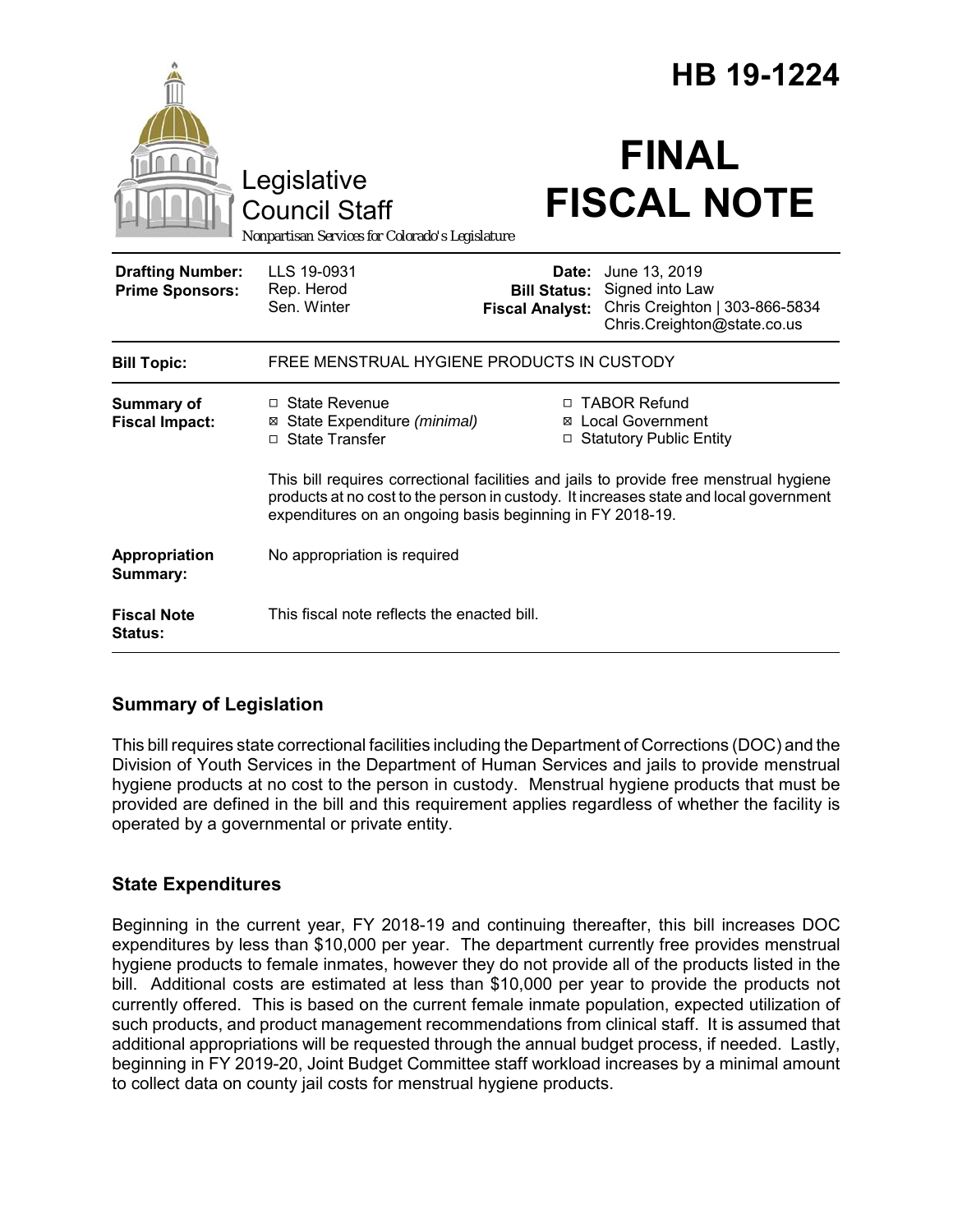# HB 19-1224

Legislative Council Staff

*Nonpartisan Services for Colorado's Legislature*

# FINAL FISCAL NOTE

| | | | |
|---|---|---|---|
| **Drafting Number:** | LLS 19-0931 | **Date:** | June 13, 2019 |
| **Prime Sponsors:** | Rep. Herod<br>Sen. Winter | **Bill Status:** | Signed into Law |
| | | **Fiscal Analyst:** | Chris Creighton \| 303-866-5834<br>Chris.Creighton@state.co.us |

| | |
|---|---|
| **Bill Topic:** | FREE MENSTRUAL HYGIENE PRODUCTS IN CUSTODY |
| **Summary of Fiscal Impact:** | ☐ State Revenue<br>☒ State Expenditure *(minimal)*<br>☐ State Transfer<br>☐ TABOR Refund<br>☒ Local Government<br>☐ Statutory Public Entity<br><br>This bill requires correctional facilities and jails to provide free menstrual hygiene products at no cost to the person in custody. It increases state and local government expenditures on an ongoing basis beginning in FY 2018-19. |
| **Appropriation Summary:** | No appropriation is required |
| **Fiscal Note Status:** | This fiscal note reflects the enacted bill. |

## Summary of Legislation

This bill requires state correctional facilities including the Department of Corrections (DOC) and the Division of Youth Services in the Department of Human Services and jails to provide menstrual hygiene products at no cost to the person in custody. Menstrual hygiene products that must be provided are defined in the bill and this requirement applies regardless of whether the facility is operated by a governmental or private entity.

## State Expenditures

Beginning in the current year, FY 2018-19 and continuing thereafter, this bill increases DOC expenditures by less than $10,000 per year. The department currently free provides menstrual hygiene products to female inmates, however they do not provide all of the products listed in the bill. Additional costs are estimated at less than $10,000 per year to provide the products not currently offered. This is based on the current female inmate population, expected utilization of such products, and product management recommendations from clinical staff. It is assumed that additional appropriations will be requested through the annual budget process, if needed. Lastly, beginning in FY 2019-20, Joint Budget Committee staff workload increases by a minimal amount to collect data on county jail costs for menstrual hygiene products.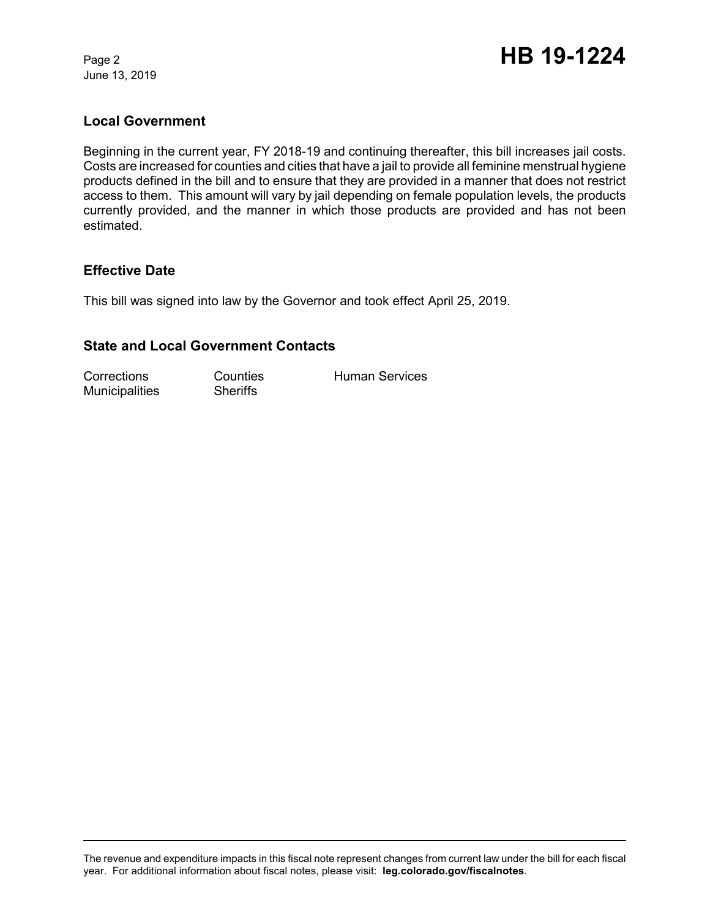## Local Government

Beginning in the current year, FY 2018-19 and continuing thereafter, this bill increases jail costs. Costs are increased for counties and cities that have a jail to provide all feminine menstrual hygiene products defined in the bill and to ensure that they are provided in a manner that does not restrict access to them. This amount will vary by jail depending on female population levels, the products currently provided, and the manner in which those products are provided and has not been estimated.

## Effective Date

This bill was signed into law by the Governor and took effect April 25, 2019.

## State and Local Government Contacts

| | | |
|---|---|---|
| Corrections | Counties | Human Services |
| Municipalities | Sheriffs | |

The revenue and expenditure impacts in this fiscal note represent changes from current law under the bill for each fiscal year. For additional information about fiscal notes, please visit: **leg.colorado.gov/fiscalnotes**.